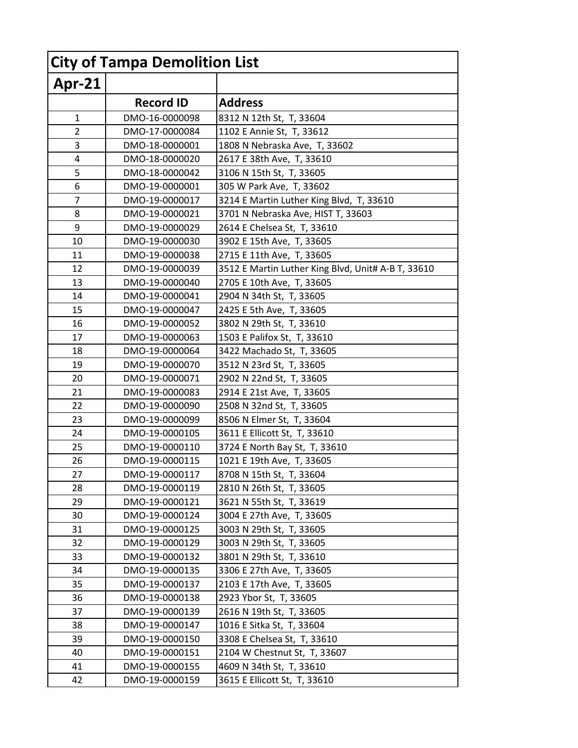# City of Tampa Demolition List

## Apr-21

| | Record ID | Address |
|---|---|---|
| 1 | DMO-16-0000098 | 8312 N 12th St, T, 33604 |
| 2 | DMO-17-0000084 | 1102 E Annie St, T, 33612 |
| 3 | DMO-18-0000001 | 1808 N Nebraska Ave, T, 33602 |
| 4 | DMO-18-0000020 | 2617 E 38th Ave, T, 33610 |
| 5 | DMO-18-0000042 | 3106 N 15th St, T, 33605 |
| 6 | DMO-19-0000001 | 305 W Park Ave, T, 33602 |
| 7 | DMO-19-0000017 | 3214 E Martin Luther King Blvd, T, 33610 |
| 8 | DMO-19-0000021 | 3701 N Nebraska Ave, HIST T, 33603 |
| 9 | DMO-19-0000029 | 2614 E Chelsea St, T, 33610 |
| 10 | DMO-19-0000030 | 3902 E 15th Ave, T, 33605 |
| 11 | DMO-19-0000038 | 2715 E 11th Ave, T, 33605 |
| 12 | DMO-19-0000039 | 3512 E Martin Luther King Blvd, Unit# A-B T, 33610 |
| 13 | DMO-19-0000040 | 2705 E 10th Ave, T, 33605 |
| 14 | DMO-19-0000041 | 2904 N 34th St, T, 33605 |
| 15 | DMO-19-0000047 | 2425 E 5th Ave, T, 33605 |
| 16 | DMO-19-0000052 | 3802 N 29th St, T, 33610 |
| 17 | DMO-19-0000063 | 1503 E Palifox St, T, 33610 |
| 18 | DMO-19-0000064 | 3422 Machado St, T, 33605 |
| 19 | DMO-19-0000070 | 3512 N 23rd St, T, 33605 |
| 20 | DMO-19-0000071 | 2902 N 22nd St, T, 33605 |
| 21 | DMO-19-0000083 | 2914 E 21st Ave, T, 33605 |
| 22 | DMO-19-0000090 | 2508 N 32nd St, T, 33605 |
| 23 | DMO-19-0000099 | 8506 N Elmer St, T, 33604 |
| 24 | DMO-19-0000105 | 3611 E Ellicott St, T, 33610 |
| 25 | DMO-19-0000110 | 3724 E North Bay St, T, 33610 |
| 26 | DMO-19-0000115 | 1021 E 19th Ave, T, 33605 |
| 27 | DMO-19-0000117 | 8708 N 15th St, T, 33604 |
| 28 | DMO-19-0000119 | 2810 N 26th St, T, 33605 |
| 29 | DMO-19-0000121 | 3621 N 55th St, T, 33619 |
| 30 | DMO-19-0000124 | 3004 E 27th Ave, T, 33605 |
| 31 | DMO-19-0000125 | 3003 N 29th St, T, 33605 |
| 32 | DMO-19-0000129 | 3003 N 29th St, T, 33605 |
| 33 | DMO-19-0000132 | 3801 N 29th St, T, 33610 |
| 34 | DMO-19-0000135 | 3306 E 27th Ave, T, 33605 |
| 35 | DMO-19-0000137 | 2103 E 17th Ave, T, 33605 |
| 36 | DMO-19-0000138 | 2923 Ybor St, T, 33605 |
| 37 | DMO-19-0000139 | 2616 N 19th St, T, 33605 |
| 38 | DMO-19-0000147 | 1016 E Sitka St, T, 33604 |
| 39 | DMO-19-0000150 | 3308 E Chelsea St, T, 33610 |
| 40 | DMO-19-0000151 | 2104 W Chestnut St, T, 33607 |
| 41 | DMO-19-0000155 | 4609 N 34th St, T, 33610 |
| 42 | DMO-19-0000159 | 3615 E Ellicott St, T, 33610 |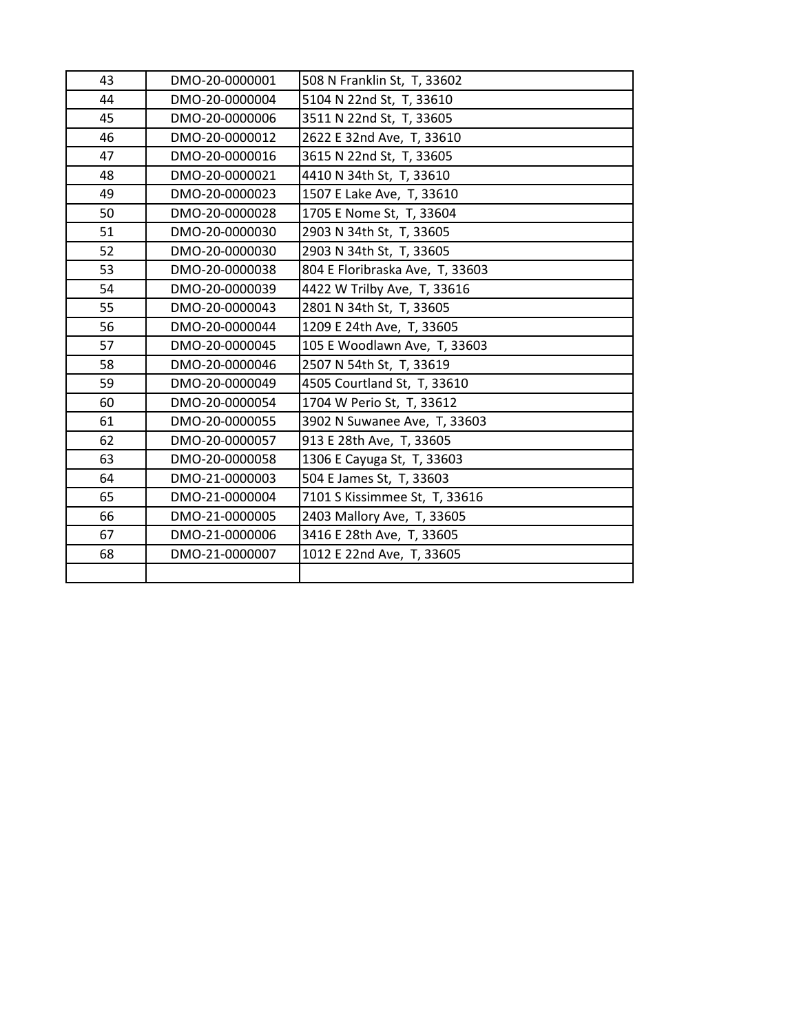| | | |
|---|---|---|
| 43 | DMO-20-0000001 | 508 N Franklin St,  T, 33602 |
| 44 | DMO-20-0000004 | 5104 N 22nd St,  T, 33610 |
| 45 | DMO-20-0000006 | 3511 N 22nd St,  T, 33605 |
| 46 | DMO-20-0000012 | 2622 E 32nd Ave,  T, 33610 |
| 47 | DMO-20-0000016 | 3615 N 22nd St,  T, 33605 |
| 48 | DMO-20-0000021 | 4410 N 34th St,  T, 33610 |
| 49 | DMO-20-0000023 | 1507 E Lake Ave,  T, 33610 |
| 50 | DMO-20-0000028 | 1705 E Nome St,  T, 33604 |
| 51 | DMO-20-0000030 | 2903 N 34th St,  T, 33605 |
| 52 | DMO-20-0000030 | 2903 N 34th St,  T, 33605 |
| 53 | DMO-20-0000038 | 804 E Floribraska Ave,  T, 33603 |
| 54 | DMO-20-0000039 | 4422 W Trilby Ave,  T, 33616 |
| 55 | DMO-20-0000043 | 2801 N 34th St,  T, 33605 |
| 56 | DMO-20-0000044 | 1209 E 24th Ave,  T, 33605 |
| 57 | DMO-20-0000045 | 105 E Woodlawn Ave,  T, 33603 |
| 58 | DMO-20-0000046 | 2507 N 54th St,  T, 33619 |
| 59 | DMO-20-0000049 | 4505 Courtland St,  T, 33610 |
| 60 | DMO-20-0000054 | 1704 W Perio St,  T, 33612 |
| 61 | DMO-20-0000055 | 3902 N Suwanee Ave,  T, 33603 |
| 62 | DMO-20-0000057 | 913 E 28th Ave,  T, 33605 |
| 63 | DMO-20-0000058 | 1306 E Cayuga St,  T, 33603 |
| 64 | DMO-21-0000003 | 504 E James St,  T, 33603 |
| 65 | DMO-21-0000004 | 7101 S Kissimmee St,  T, 33616 |
| 66 | DMO-21-0000005 | 2403 Mallory Ave,  T, 33605 |
| 67 | DMO-21-0000006 | 3416 E 28th Ave,  T, 33605 |
| 68 | DMO-21-0000007 | 1012 E 22nd Ave,  T, 33605 |
| | | |